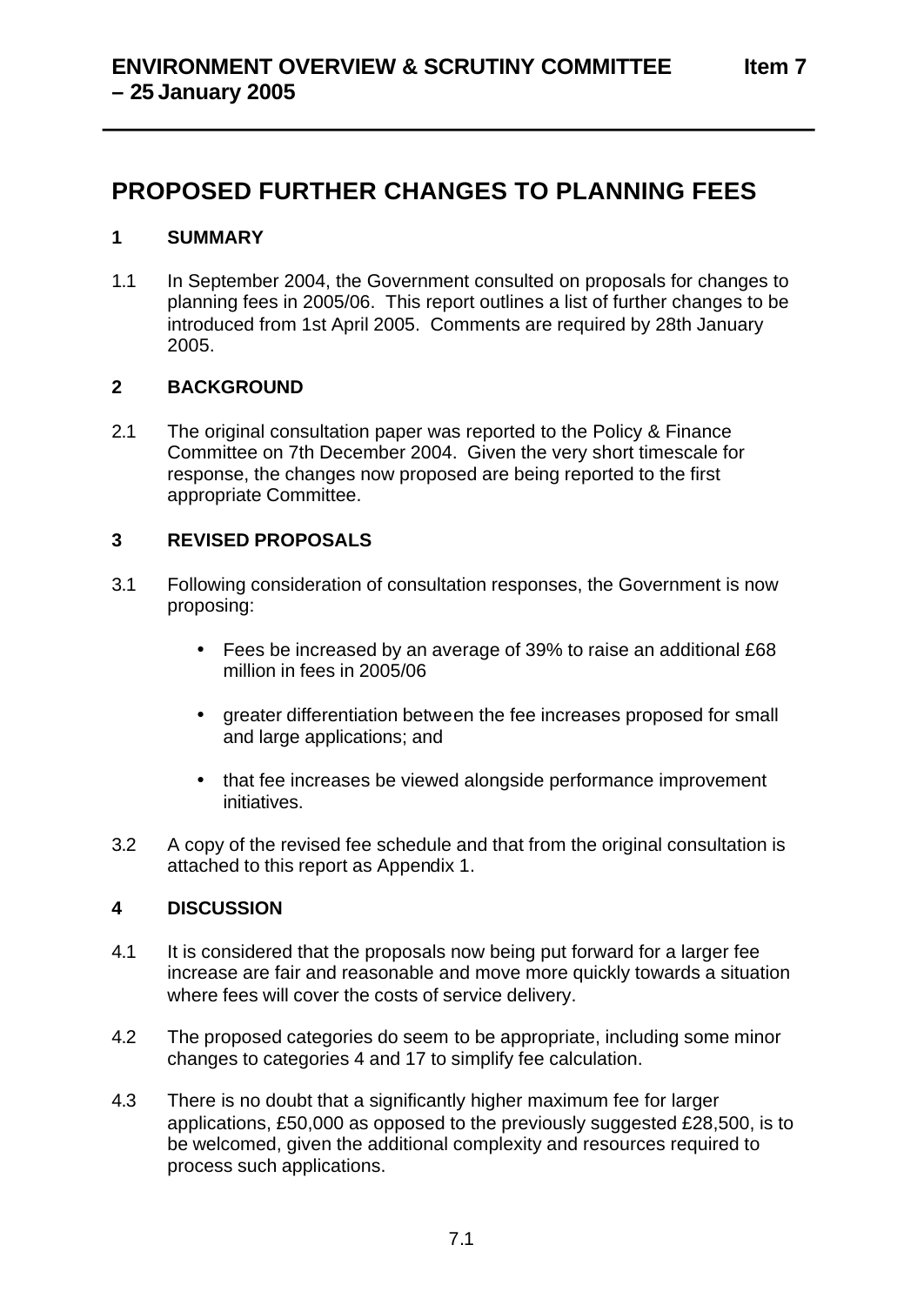**ENVIRONMENT OVERVIEW & SCRUTINY COMMITTEE – 25 January 2005** **Item 7**

# PROPOSED FURTHER CHANGES TO PLANNING FEES

## 1 SUMMARY

1.1 In September 2004, the Government consulted on proposals for changes to planning fees in 2005/06. This report outlines a list of further changes to be introduced from 1st April 2005. Comments are required by 28th January 2005.

## 2 BACKGROUND

2.1 The original consultation paper was reported to the Policy & Finance Committee on 7th December 2004. Given the very short timescale for response, the changes now proposed are being reported to the first appropriate Committee.

## 3 REVISED PROPOSALS

3.1 Following consideration of consultation responses, the Government is now proposing:

- Fees be increased by an average of 39% to raise an additional £68 million in fees in 2005/06
- greater differentiation between the fee increases proposed for small and large applications; and
- that fee increases be viewed alongside performance improvement initiatives.

3.2 A copy of the revised fee schedule and that from the original consultation is attached to this report as Appendix 1.

## 4 DISCUSSION

4.1 It is considered that the proposals now being put forward for a larger fee increase are fair and reasonable and move more quickly towards a situation where fees will cover the costs of service delivery.

4.2 The proposed categories do seem to be appropriate, including some minor changes to categories 4 and 17 to simplify fee calculation.

4.3 There is no doubt that a significantly higher maximum fee for larger applications, £50,000 as opposed to the previously suggested £28,500, is to be welcomed, given the additional complexity and resources required to process such applications.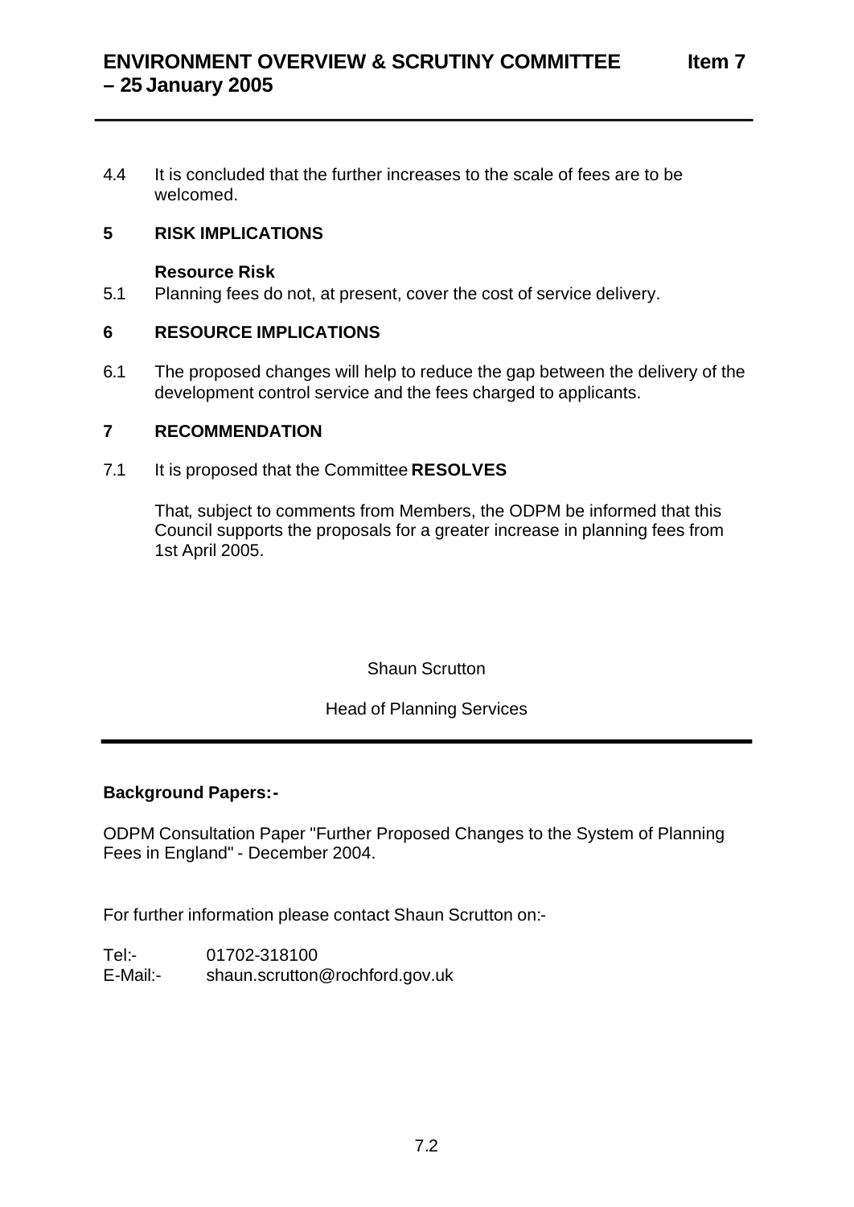4.4 It is concluded that the further increases to the scale of fees are to be welcomed.

## 5 RISK IMPLICATIONS

**Resource Risk**

5.1 Planning fees do not, at present, cover the cost of service delivery.

## 6 RESOURCE IMPLICATIONS

6.1 The proposed changes will help to reduce the gap between the delivery of the development control service and the fees charged to applicants.

## 7 RECOMMENDATION

7.1 It is proposed that the Committee **RESOLVES**

That, subject to comments from Members, the ODPM be informed that this Council supports the proposals for a greater increase in planning fees from 1st April 2005.

Shaun Scrutton

Head of Planning Services

---

**Background Papers:-**

ODPM Consultation Paper "Further Proposed Changes to the System of Planning Fees in England" - December 2004.

For further information please contact Shaun Scrutton on:-

Tel:- 01702-318100
E-Mail:- shaun.scrutton@rochford.gov.uk